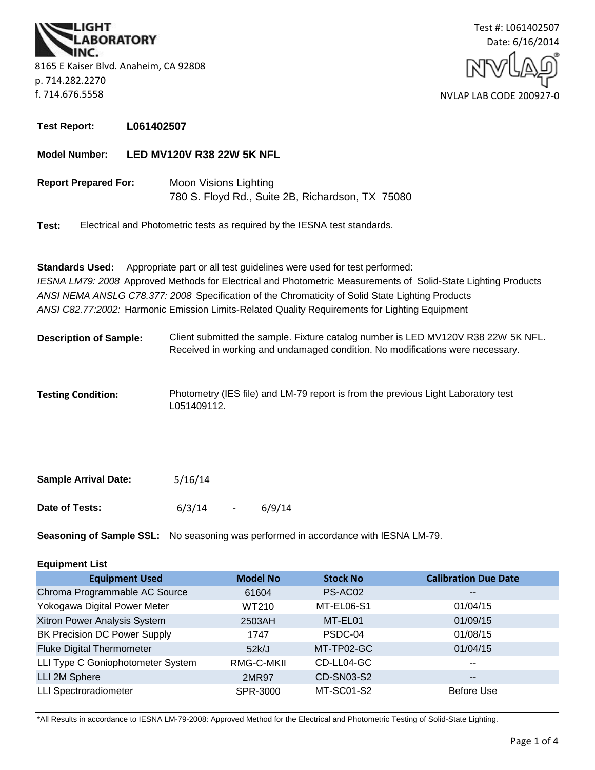LIGHT LABORATORY INC.
8165 E Kaiser Blvd. Anaheim, CA 92808
p. 714.282.2270
f. 714.676.5558

Test #: L061402507
Date: 6/16/2014

NVLAP LAB CODE 200927-0

**Test Report:** **L061402507**

**Model Number:** **LED MV120V R38 22W 5K NFL**

**Report Prepared For:** Moon Visions Lighting
780 S. Floyd Rd., Suite 2B, Richardson, TX 75080

**Test:** Electrical and Photometric tests as required by the IESNA test standards.

**Standards Used:** Appropriate part or all test guidelines were used for test performed:
*IESNA LM79: 2008* Approved Methods for Electrical and Photometric Measurements of Solid-State Lighting Products
*ANSI NEMA ANSLG C78.377: 2008* Specification of the Chromaticity of Solid State Lighting Products
*ANSI C82.77:2002:* Harmonic Emission Limits-Related Quality Requirements for Lighting Equipment

**Description of Sample:** Client submitted the sample. Fixture catalog number is LED MV120V R38 22W 5K NFL. Received in working and undamaged condition. No modifications were necessary.

**Testing Condition:** Photometry (IES file) and LM-79 report is from the previous Light Laboratory test L051409112.

**Sample Arrival Date:** 5/16/14

**Date of Tests:** 6/3/14 - 6/9/14

**Seasoning of Sample SSL:** No seasoning was performed in accordance with IESNA LM-79.

**Equipment List**

| Equipment Used | Model No | Stock No | Calibration Due Date |
|---|---|---|---|
| Chroma Programmable AC Source | 61604 | PS-AC02 | -- |
| Yokogawa Digital Power Meter | WT210 | MT-EL06-S1 | 01/04/15 |
| Xitron Power Analysis System | 2503AH | MT-EL01 | 01/09/15 |
| BK Precision DC Power Supply | 1747 | PSDC-04 | 01/08/15 |
| Fluke Digital Thermometer | 52k/J | MT-TP02-GC | 01/04/15 |
| LLI Type C Goniophotometer System | RMG-C-MKII | CD-LL04-GC | -- |
| LLI 2M Sphere | 2MR97 | CD-SN03-S2 | -- |
| LLI Spectroradiometer | SPR-3000 | MT-SC01-S2 | Before Use |

*All Results in accordance to IESNA LM-79-2008: Approved Method for the Electrical and Photometric Testing of Solid-State Lighting.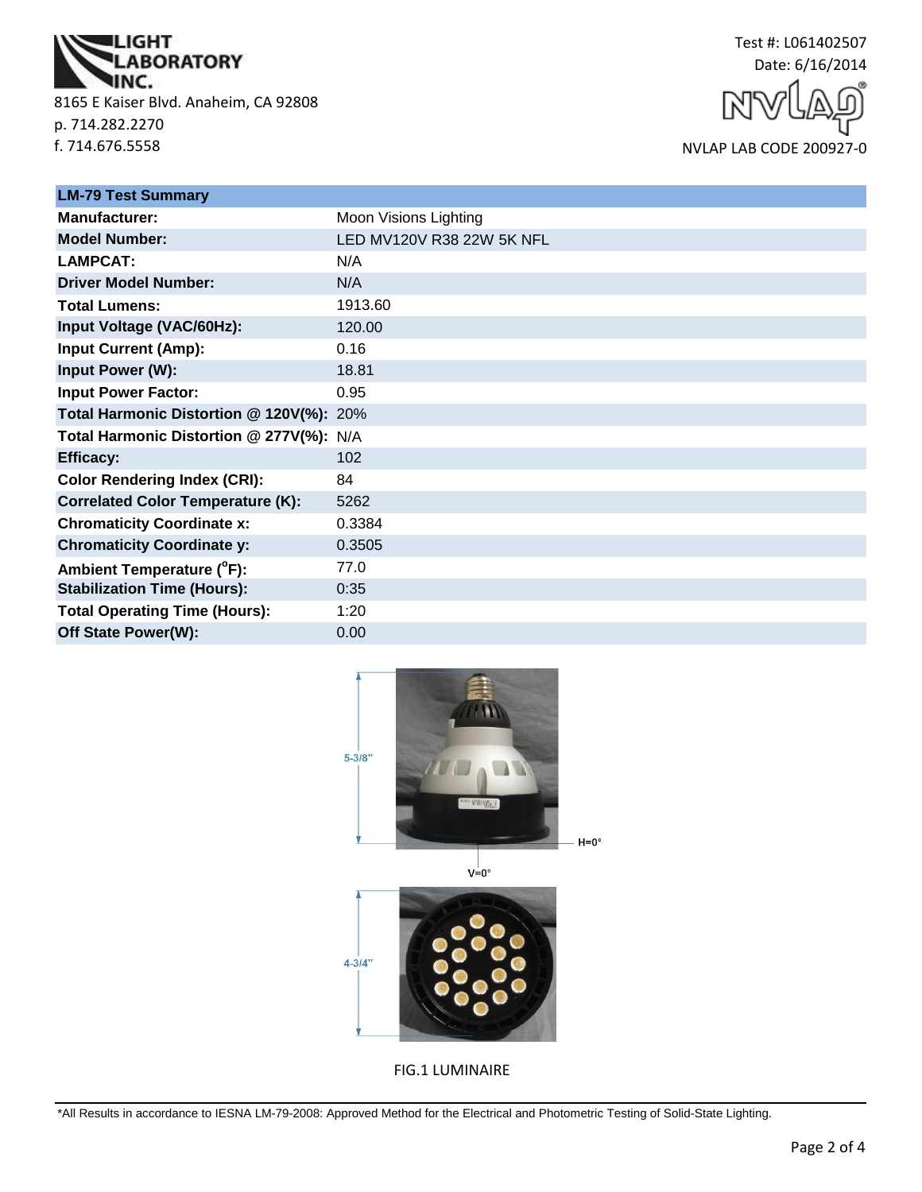LIGHT LABORATORY INC.

8165 E Kaiser Blvd. Anaheim, CA 92808
p. 714.282.2270
f. 714.676.5558

Test #: L061402507
Date: 6/16/2014

NVLAP LAB CODE 200927-0

| LM-79 Test Summary | |
|---|---|
| **Manufacturer:** | Moon Visions Lighting |
| **Model Number:** | LED MV120V R38 22W 5K NFL |
| **LAMPCAT:** | N/A |
| **Driver Model Number:** | N/A |
| **Total Lumens:** | 1913.60 |
| **Input Voltage (VAC/60Hz):** | 120.00 |
| **Input Current (Amp):** | 0.16 |
| **Input Power (W):** | 18.81 |
| **Input Power Factor:** | 0.95 |
| **Total Harmonic Distortion @ 120V(%):** | 20% |
| **Total Harmonic Distortion @ 277V(%):** | N/A |
| **Efficacy:** | 102 |
| **Color Rendering Index (CRI):** | 84 |
| **Correlated Color Temperature (K):** | 5262 |
| **Chromaticity Coordinate x:** | 0.3384 |
| **Chromaticity Coordinate y:** | 0.3505 |
| **Ambient Temperature (°F):** | 77.0 |
| **Stabilization Time (Hours):** | 0:35 |
| **Total Operating Time (Hours):** | 1:20 |
| **Off State Power(W):** | 0.00 |

5-3/8"

H=0°

V=0°

4-3/4"

FIG.1 LUMINAIRE

*All Results in accordance to IESNA LM-79-2008: Approved Method for the Electrical and Photometric Testing of Solid-State Lighting.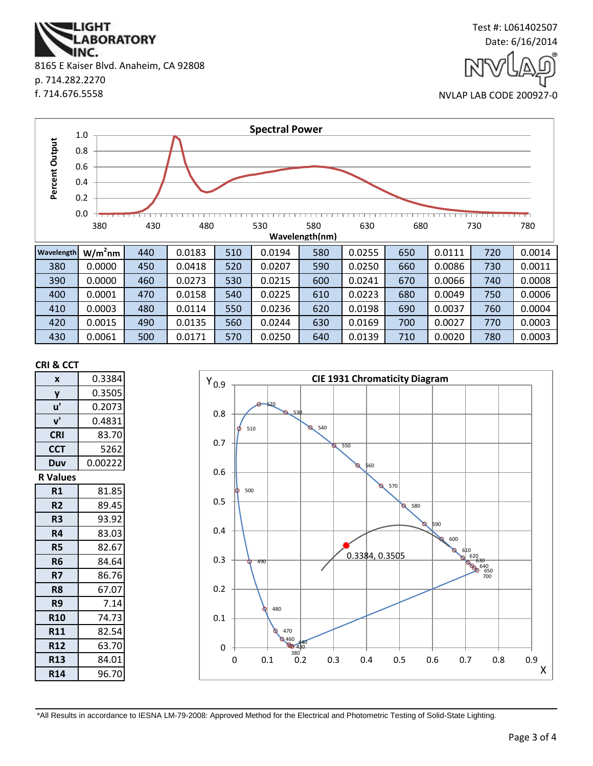Light Laboratory Inc.
8165 E Kaiser Blvd. Anaheim, CA 92808
p. 714.282.2270
f. 714.676.5558

Test #: L061402507
Date: 6/16/2014
NVLAP LAB CODE 200927-0

## Spectral Power

| Wavelength | W/m²nm | | | | | | | | | | | |
|---|---|---|---|---|---|---|---|---|---|---|---|---|
| 380 | 0.0000 | 450 | 0.0418 | 520 | 0.0207 | 590 | 0.0250 | 660 | 0.0086 | 730 | 0.0011 |
| 390 | 0.0000 | 460 | 0.0273 | 530 | 0.0215 | 600 | 0.0241 | 670 | 0.0066 | 740 | 0.0008 |
| 400 | 0.0001 | 470 | 0.0158 | 540 | 0.0225 | 610 | 0.0223 | 680 | 0.0049 | 750 | 0.0006 |
| 410 | 0.0003 | 480 | 0.0114 | 550 | 0.0236 | 620 | 0.0198 | 690 | 0.0037 | 760 | 0.0004 |
| 420 | 0.0015 | 490 | 0.0135 | 560 | 0.0244 | 630 | 0.0169 | 700 | 0.0027 | 770 | 0.0003 |
| 430 | 0.0061 | 500 | 0.0171 | 570 | 0.0250 | 640 | 0.0139 | 710 | 0.0020 | 780 | 0.0003 |
| 440 | 0.0183 | 510 | 0.0194 | 580 | 0.0255 | 650 | 0.0111 | 720 | 0.0014 | | |

## CRI & CCT

| | |
|---|---|
| x | 0.3384 |
| y | 0.3505 |
| u' | 0.2073 |
| v' | 0.4831 |
| CRI | 83.70 |
| CCT | 5262 |
| Duv | 0.00222 |

## R Values

| | |
|---|---|
| R1 | 81.85 |
| R2 | 89.45 |
| R3 | 93.92 |
| R4 | 83.03 |
| R5 | 82.67 |
| R6 | 84.64 |
| R7 | 86.76 |
| R8 | 67.07 |
| R9 | 7.14 |
| R10 | 74.73 |
| R11 | 82.54 |
| R12 | 63.70 |
| R13 | 84.01 |
| R14 | 96.70 |

## CIE 1931 Chromaticity Diagram

0.3384, 0.3505

*All Results in accordance to IESNA LM-79-2008: Approved Method for the Electrical and Photometric Testing of Solid-State Lighting.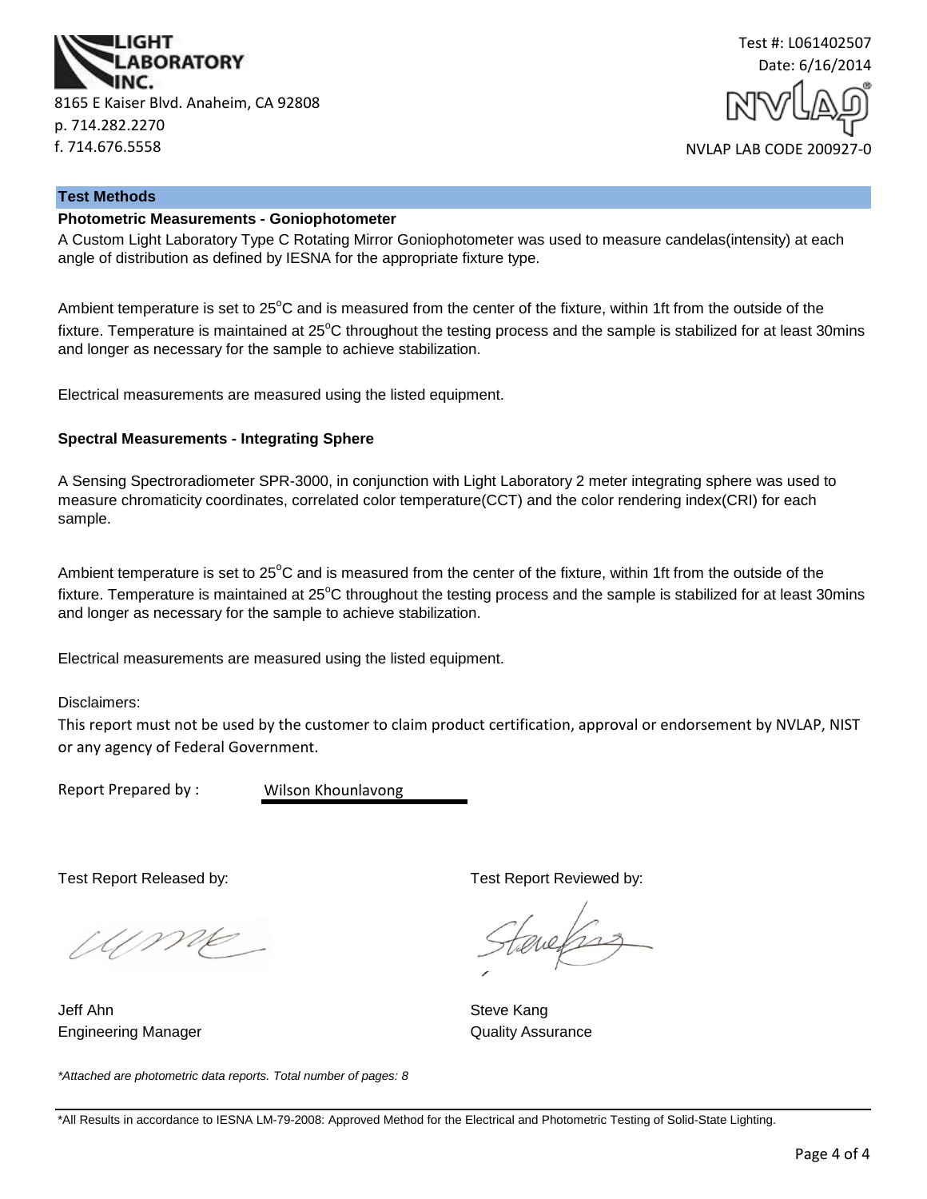LIGHT LABORATORY INC.

8165 E Kaiser Blvd. Anaheim, CA 92808
p. 714.282.2270
f. 714.676.5558

Test #: L061402507
Date: 6/16/2014

NVLAP LAB CODE 200927-0

## Test Methods

### Photometric Measurements - Goniophotometer

A Custom Light Laboratory Type C Rotating Mirror Goniophotometer was used to measure candelas(intensity) at each angle of distribution as defined by IESNA for the appropriate fixture type.

Ambient temperature is set to 25°C and is measured from the center of the fixture, within 1ft from the outside of the fixture. Temperature is maintained at 25°C throughout the testing process and the sample is stabilized for at least 30mins and longer as necessary for the sample to achieve stabilization.

Electrical measurements are measured using the listed equipment.

### Spectral Measurements - Integrating Sphere

A Sensing Spectroradiometer SPR-3000, in conjunction with Light Laboratory 2 meter integrating sphere was used to measure chromaticity coordinates, correlated color temperature(CCT) and the color rendering index(CRI) for each sample.

Ambient temperature is set to 25°C and is measured from the center of the fixture, within 1ft from the outside of the fixture. Temperature is maintained at 25°C throughout the testing process and the sample is stabilized for at least 30mins and longer as necessary for the sample to achieve stabilization.

Electrical measurements are measured using the listed equipment.

Disclaimers:
This report must not be used by the customer to claim product certification, approval or endorsement by NVLAP, NIST or any agency of Federal Government.

Report Prepared by : Wilson Khounlavong

Test Report Released by:

Jeff Ahn
Engineering Manager

Test Report Reviewed by:

Steve Kang
Quality Assurance

*Attached are photometric data reports. Total number of pages: 8*

*All Results in accordance to IESNA LM-79-2008: Approved Method for the Electrical and Photometric Testing of Solid-State Lighting.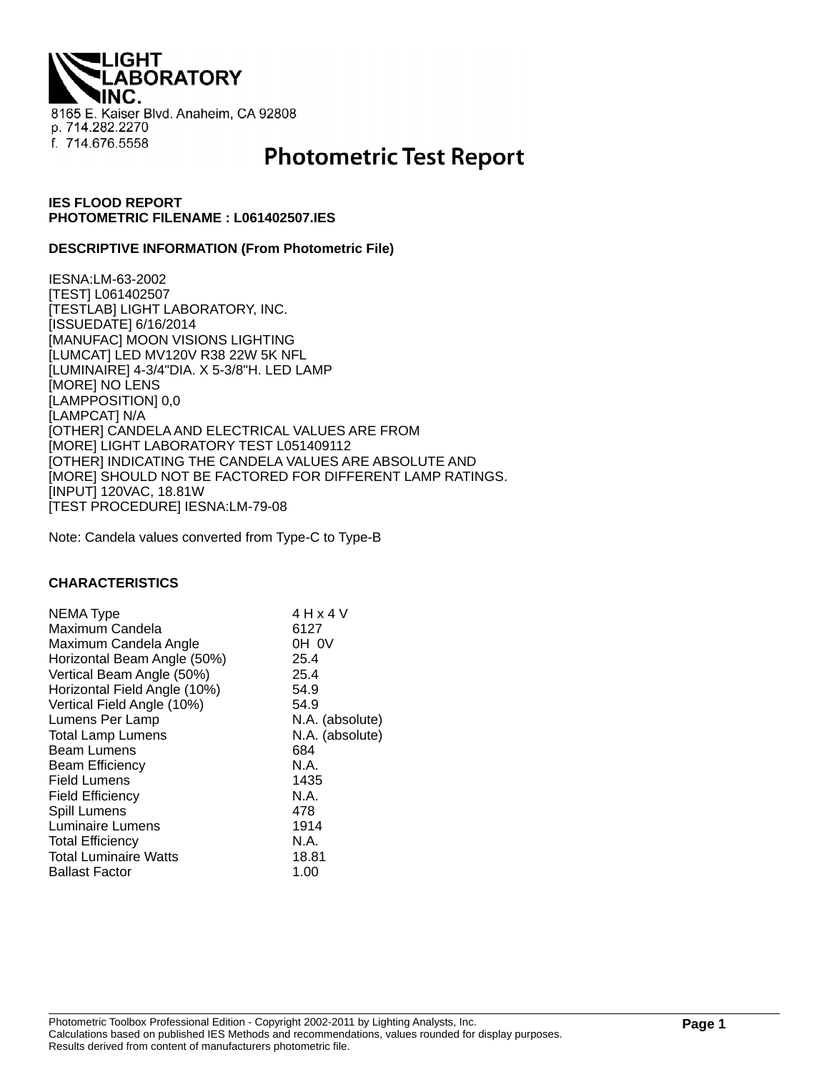LIGHT LABORATORY INC.
8165 E. Kaiser Blvd. Anaheim, CA 92808
p. 714.282.2270
f. 714.676.5558

# Photometric Test Report

**IES FLOOD REPORT**
**PHOTOMETRIC FILENAME : L061402507.IES**

**DESCRIPTIVE INFORMATION (From Photometric File)**

IESNA:LM-63-2002
[TEST] L061402507
[TESTLAB] LIGHT LABORATORY, INC.
[ISSUEDATE] 6/16/2014
[MANUFAC] MOON VISIONS LIGHTING
[LUMCAT] LED MV120V R38 22W 5K NFL
[LUMINAIRE] 4-3/4"DIA. X 5-3/8"H. LED LAMP
[MORE] NO LENS
[LAMPPOSITION] 0,0
[LAMPCAT] N/A
[OTHER] CANDELA AND ELECTRICAL VALUES ARE FROM
[MORE] LIGHT LABORATORY TEST L051409112
[OTHER] INDICATING THE CANDELA VALUES ARE ABSOLUTE AND
[MORE] SHOULD NOT BE FACTORED FOR DIFFERENT LAMP RATINGS.
[INPUT] 120VAC, 18.81W
[TEST PROCEDURE] IESNA:LM-79-08

Note: Candela values converted from Type-C to Type-B

**CHARACTERISTICS**

| | |
|---|---|
| NEMA Type | 4 H x 4 V |
| Maximum Candela | 6127 |
| Maximum Candela Angle | 0H 0V |
| Horizontal Beam Angle (50%) | 25.4 |
| Vertical Beam Angle (50%) | 25.4 |
| Horizontal Field Angle (10%) | 54.9 |
| Vertical Field Angle (10%) | 54.9 |
| Lumens Per Lamp | N.A. (absolute) |
| Total Lamp Lumens | N.A. (absolute) |
| Beam Lumens | 684 |
| Beam Efficiency | N.A. |
| Field Lumens | 1435 |
| Field Efficiency | N.A. |
| Spill Lumens | 478 |
| Luminaire Lumens | 1914 |
| Total Efficiency | N.A. |
| Total Luminaire Watts | 18.81 |
| Ballast Factor | 1.00 |

Photometric Toolbox Professional Edition - Copyright 2002-2011 by Lighting Analysts, Inc.
Calculations based on published IES Methods and recommendations, values rounded for display purposes.
Results derived from content of manufacturers photometric file.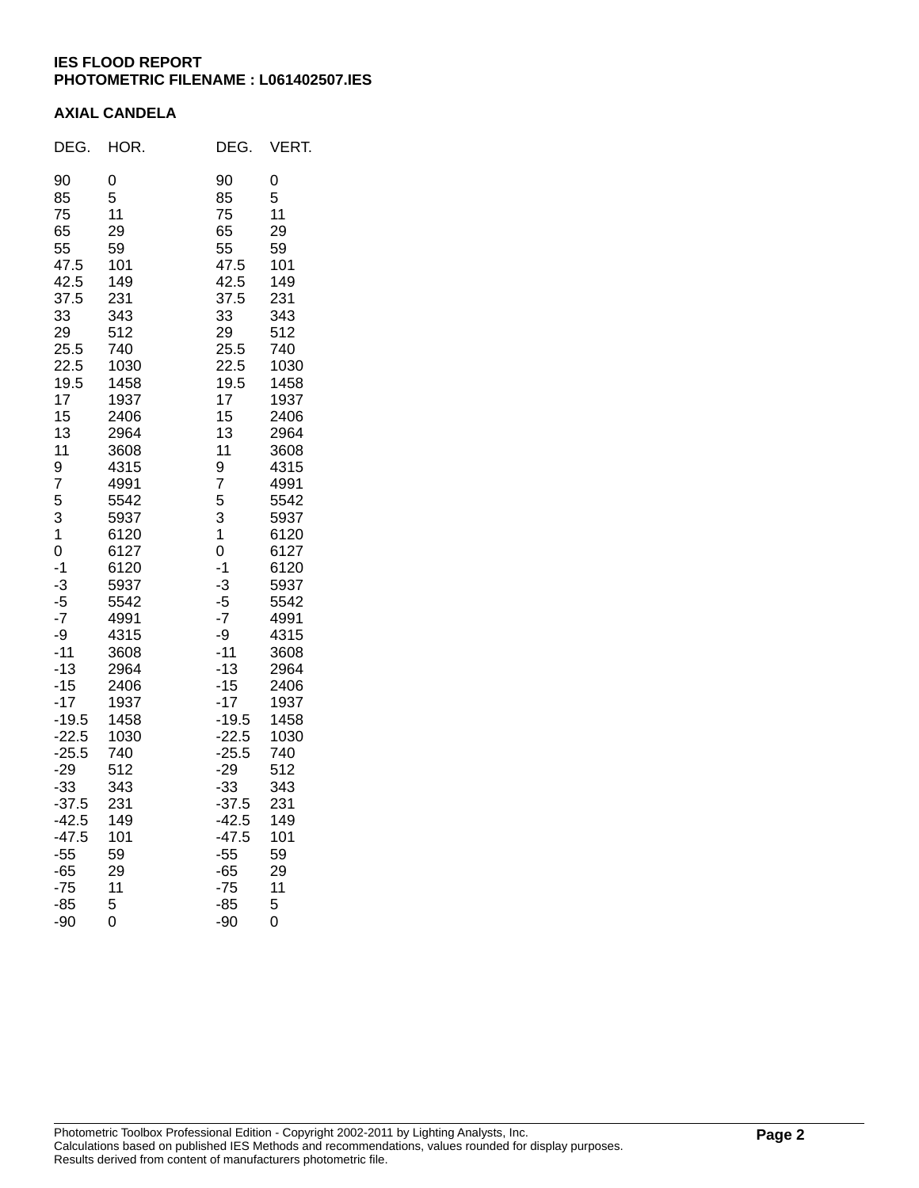**IES FLOOD REPORT**
**PHOTOMETRIC FILENAME : L061402507.IES**

**AXIAL CANDELA**

| DEG. | HOR. | DEG. | VERT. |
|---|---|---|---|
| 90 | 0 | 90 | 0 |
| 85 | 5 | 85 | 5 |
| 75 | 11 | 75 | 11 |
| 65 | 29 | 65 | 29 |
| 55 | 59 | 55 | 59 |
| 47.5 | 101 | 47.5 | 101 |
| 42.5 | 149 | 42.5 | 149 |
| 37.5 | 231 | 37.5 | 231 |
| 33 | 343 | 33 | 343 |
| 29 | 512 | 29 | 512 |
| 25.5 | 740 | 25.5 | 740 |
| 22.5 | 1030 | 22.5 | 1030 |
| 19.5 | 1458 | 19.5 | 1458 |
| 17 | 1937 | 17 | 1937 |
| 15 | 2406 | 15 | 2406 |
| 13 | 2964 | 13 | 2964 |
| 11 | 3608 | 11 | 3608 |
| 9 | 4315 | 9 | 4315 |
| 7 | 4991 | 7 | 4991 |
| 5 | 5542 | 5 | 5542 |
| 3 | 5937 | 3 | 5937 |
| 1 | 6120 | 1 | 6120 |
| 0 | 6127 | 0 | 6127 |
| -1 | 6120 | -1 | 6120 |
| -3 | 5937 | -3 | 5937 |
| -5 | 5542 | -5 | 5542 |
| -7 | 4991 | -7 | 4991 |
| -9 | 4315 | -9 | 4315 |
| -11 | 3608 | -11 | 3608 |
| -13 | 2964 | -13 | 2964 |
| -15 | 2406 | -15 | 2406 |
| -17 | 1937 | -17 | 1937 |
| -19.5 | 1458 | -19.5 | 1458 |
| -22.5 | 1030 | -22.5 | 1030 |
| -25.5 | 740 | -25.5 | 740 |
| -29 | 512 | -29 | 512 |
| -33 | 343 | -33 | 343 |
| -37.5 | 231 | -37.5 | 231 |
| -42.5 | 149 | -42.5 | 149 |
| -47.5 | 101 | -47.5 | 101 |
| -55 | 59 | -55 | 59 |
| -65 | 29 | -65 | 29 |
| -75 | 11 | -75 | 11 |
| -85 | 5 | -85 | 5 |
| -90 | 0 | -90 | 0 |

Photometric Toolbox Professional Edition - Copyright 2002-2011 by Lighting Analysts, Inc.
Calculations based on published IES Methods and recommendations, values rounded for display purposes.
Results derived from content of manufacturers photometric file.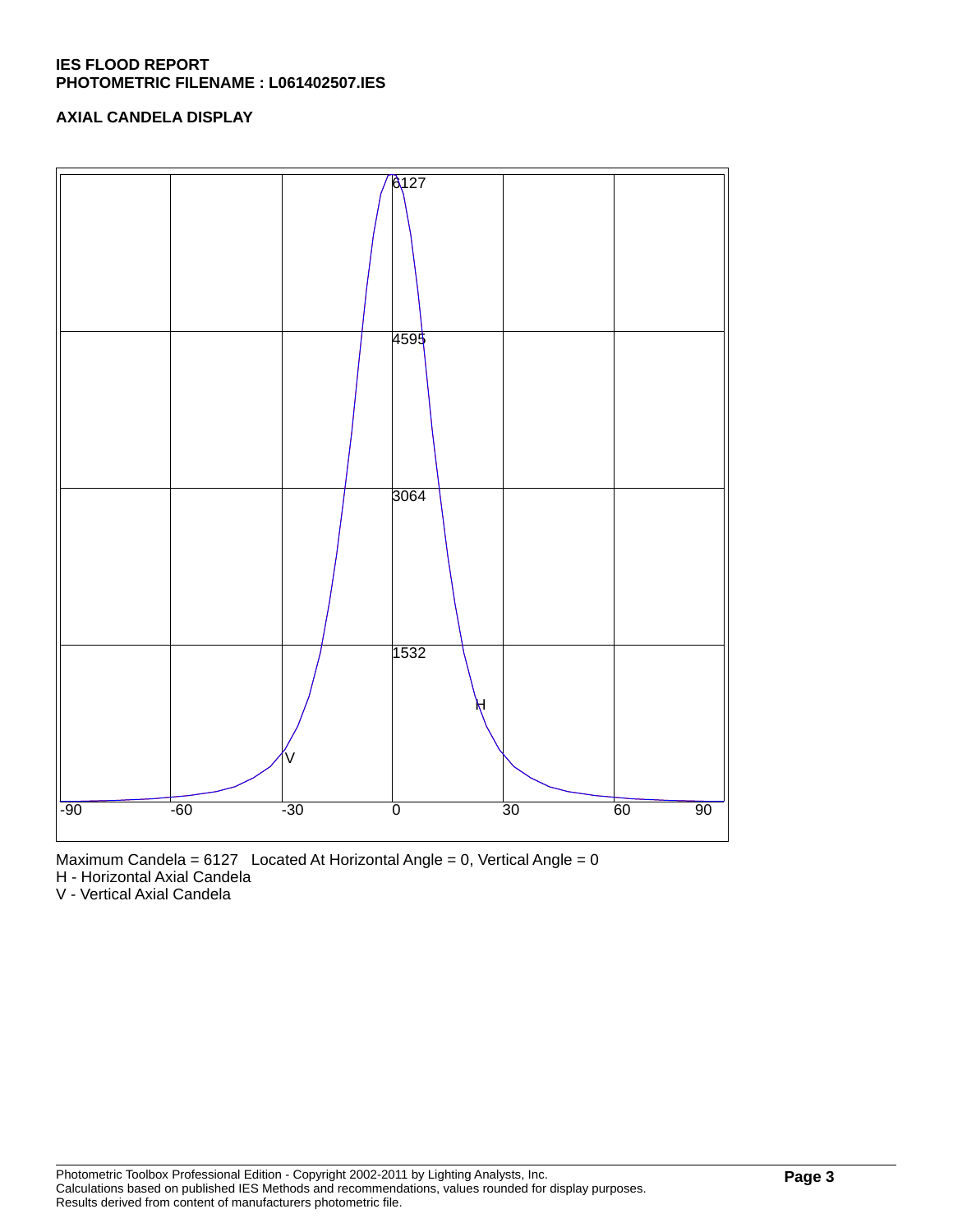**IES FLOOD REPORT**
**PHOTOMETRIC FILENAME : L061402507.IES**

**AXIAL CANDELA DISPLAY**

Maximum Candela = 6127 Located At Horizontal Angle = 0, Vertical Angle = 0
H - Horizontal Axial Candela
V - Vertical Axial Candela

Photometric Toolbox Professional Edition - Copyright 2002-2011 by Lighting Analysts, Inc.
Calculations based on published IES Methods and recommendations, values rounded for display purposes.
Results derived from content of manufacturers photometric file.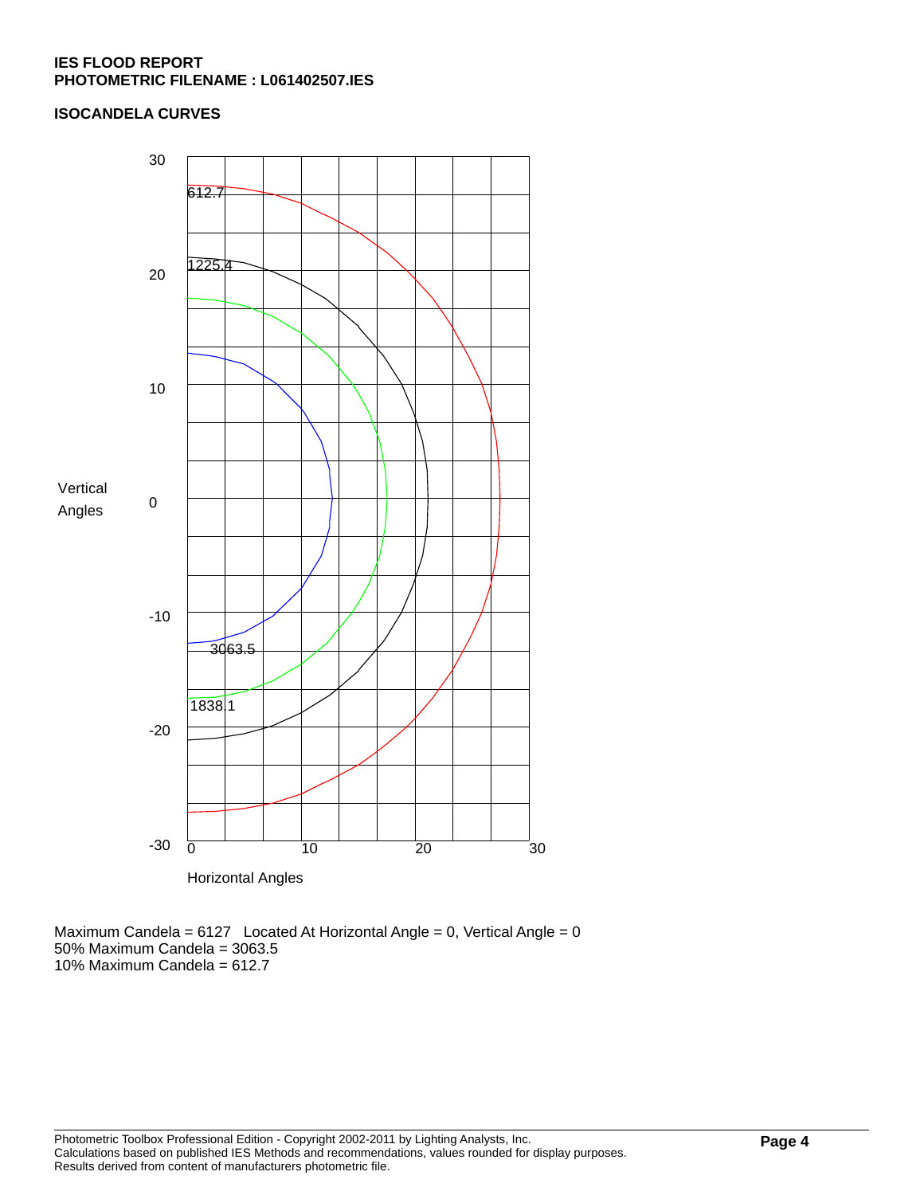**IES FLOOD REPORT**
**PHOTOMETRIC FILENAME : L061402507.IES**

**ISOCANDELA CURVES**

30
20
10
0
-10
-20
-30

Vertical Angles

0
10
20
30

Horizontal Angles

612.7
1225.4
1838.1
3063.5

Maximum Candela = 6127 Located At Horizontal Angle = 0, Vertical Angle = 0
50% Maximum Candela = 3063.5
10% Maximum Candela = 612.7

Photometric Toolbox Professional Edition - Copyright 2002-2011 by Lighting Analysts, Inc.
Calculations based on published IES Methods and recommendations, values rounded for display purposes.
Results derived from content of manufacturers photometric file.